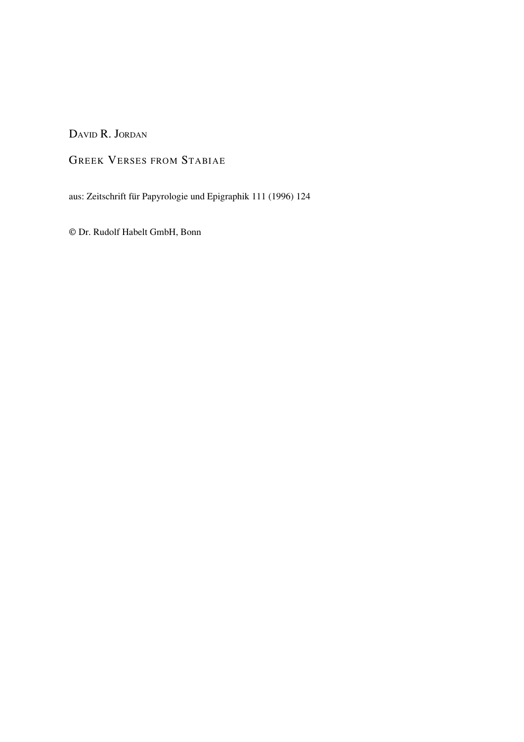DAVID R. JORDAN

# GREEK VERSES FROM STABIAE

aus: Zeitschrift für Papyrologie und Epigraphik 111 (1996) 124

© Dr. Rudolf Habelt GmbH, Bonn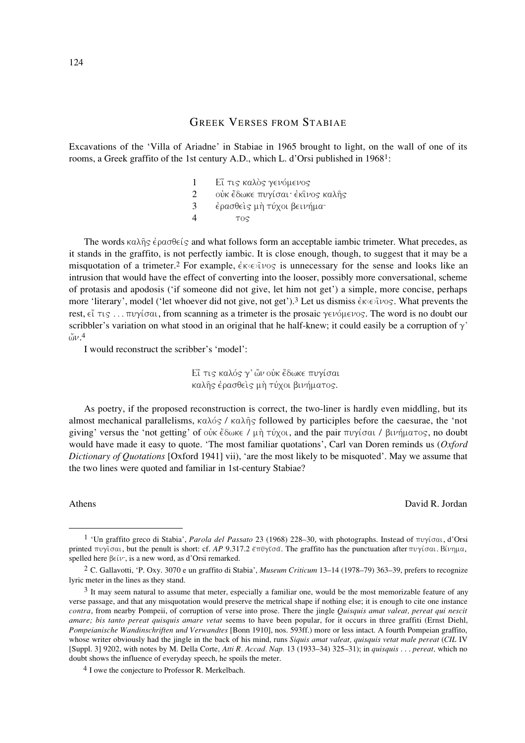# Greek Verses from Stabiae

Excavations of the 'Villa of Ariadne' in Stabiae in 1965 brought to light, on the wall of one of its rooms, a Greek graffito of the 1st century A.D., which L. d'Orsi published in 1968[1]:

1 Εἴ τις καλὸς γενόμενος
2 οὐκ ἔδωκε πυγίσαι· ἐκῖνος καλῆς
3 ἐρασθεὶς μὴ τύχοι βεινήμα-
4 τος

The words καλῆς ἐρασθείς and what follows form an acceptable iambic trimeter. What precedes, as it stands in the graffito, is not perfectly iambic. It is close enough, though, to suggest that it may be a misquotation of a trimeter.[2] For example, ἐκ‹ε›ῖνος is unnecessary for the sense and looks like an intrusion that would have the effect of converting into the looser, possibly more conversational, scheme of protasis and apodosis ('if someone did not give, let him not get') a simple, more concise, perhaps more 'literary', model ('let whoever did not give, not get').[3] Let us dismiss ἐκ‹ε›ῖνος. What prevents the rest, εἴ τις . . . πυγίσαι, from scanning as a trimeter is the prosaic γενόμενος. The word is no doubt our scribbler's variation on what stood in an original that he half-knew; it could easily be a corruption of γ' ὤν.[4]

I would reconstruct the scribber's 'model':

Εἴ τις καλός γ' ὢν οὐκ ἔδωκε πυγίσαι
καλῆς ἐρασθεὶς μὴ τύχοι βινήματος.

As poetry, if the proposed reconstruction is correct, the two-liner is hardly even middling, but its almost mechanical parallelisms, καλός / καλῆς followed by participles before the caesurae, the 'not giving' versus the 'not getting' of οὐκ ἔδωκε / μὴ τύχοι, and the pair πυγίσαι / βινήματος, no doubt would have made it easy to quote. 'The most familiar quotations', Carl van Doren reminds us (*Oxford Dictionary of Quotations* [Oxford 1941] vii), 'are the most likely to be misquoted'. May we assume that the two lines were quoted and familiar in 1st-century Stabiae?

Athens — David R. Jordan

---

[1] 'Un graffito greco di Stabia', *Parola del Passato* 23 (1968) 228–30, with photographs. Instead of πυγίσαι, d'Orsi printed πυγῖσαι, but the penult is short: cf. *AP* 9.317.2 ἐπῦγῐσᾰ. The graffito has the punctuation after πυγίσαι. Βίνημα, spelled here βείν-, is a new word, as d'Orsi remarked.

[2] C. Gallavotti, 'P. Oxy. 3070 e un graffito di Stabia', *Museum Criticum* 13–14 (1978–79) 363–39, prefers to recognize lyric meter in the lines as they stand.

[3] It may seem natural to assume that meter, especially a familiar one, would be the most memorizable feature of any verse passage, and that any misquotation would preserve the metrical shape if nothing else; it is enough to cite one instance *contra*, from nearby Pompeii, of corruption of verse into prose. There the jingle *Quisquis amat valeat, pereat qui nescit amare; bis tanto pereat quisquis amare vetat* seems to have been popular, for it occurs in three graffiti (Ernst Diehl, *Pompeianische Wandinschriften und Verwandtes* [Bonn 1910], nos. 593ff.) more or less intact. A fourth Pompeian graffito, whose writer obviously had the jingle in the back of his mind, runs *Siquis amat valeat, quisquis vetat male pereat* (*CIL* IV [Suppl. 3] 9202, with notes by M. Della Corte, *Atti R. Accad. Nap.* 13 (1933–34) 325–31); in *quisquis . . . pereat,* which no doubt shows the influence of everyday speech, he spoils the meter.

[4] I owe the conjecture to Professor R. Merkelbach.